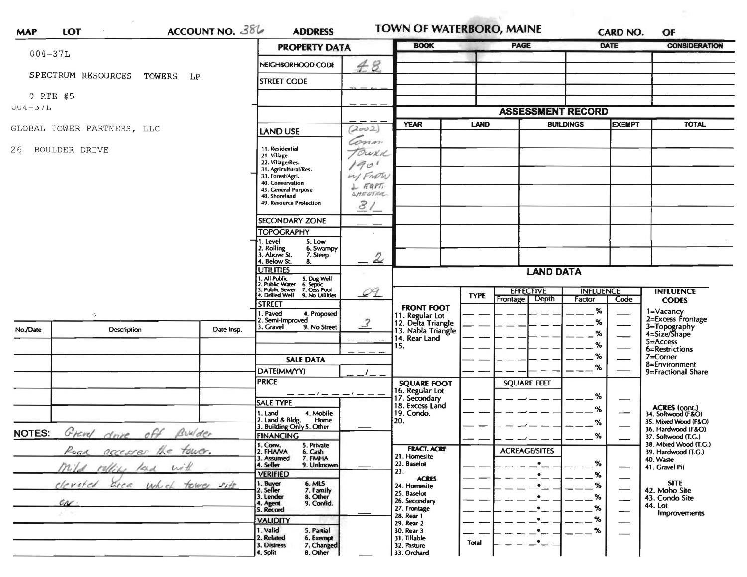**MAP** **LOT** **ACCOUNT NO.** 386 **ADDRESS** **TOWN OF WATERBORO, MAINE** **CARD NO.** **OF**

004-37L

SPECTRUM RESOURCES TOWERS LP

0 RTE #5

004-37L

GLOBAL TOWER PARTNERS, LLC

26 BOULDER DRIVE

## PROPERTY DATA

| | |
|---|---|
| NEIGHBORHOOD CODE | 48 |
| STREET CODE | ___ |
| | ___ |
| | ___ |
| LAND USE<br>11. Residential<br>21. Village<br>22. Village/Res.<br>31. Agricultural/Res.<br>33. Forest/Agri.<br>40. Conservation<br>45. General Purpose<br>48. Shoreland<br>49. Resource Protection | (2002) Comm. Tower 190' w/ Frow 1 Eqpt. Shelter<br>31 |
| SECONDARY ZONE | ___ |
| TOPOGRAPHY<br>1. Level 5. Low<br>2. Rolling 6. Swampy<br>3. Above St. 7. Steep<br>4. Below St. 8. | 2 |
| UTILITIES<br>1. All Public 5. Dug Well<br>2. Public Water 6. Septic<br>3. Public Sewer 7. Cess Pool<br>4. Drilled Well 9. No Utilities | 09 |
| STREET<br>1. Paved 4. Proposed<br>2. Semi-Improved<br>3. Gravel 9. No Street | 3 |
| | ___ |
| | ___ |

## SALE DATA

| | |
|---|---|
| DATE(MM/YY) | __/__ |
| PRICE | ___,___,___ |
| SALE TYPE<br>1. Land 4. Mobile Home<br>2. Land & Bldg.<br>3. Building Only 5. Other | ___ |
| FINANCING<br>1. Conv. 5. Private<br>2. FHA/VA 6. Cash<br>3. Assumed 7. FMHA<br>4. Seller 9. Unknown | ___ |
| VERIFIED<br>1. Buyer 6. MLS<br>2. Seller 7. Family<br>3. Lender 8. Other<br>4. Agent 9. Confid.<br>5. Record | ___ |
| VALIDITY<br>1. Valid 5. Partial<br>2. Related 6. Exempt<br>3. Distress 7. Changed<br>4. Split 8. Other | ___ |

| BOOK | PAGE | DATE | CONSIDERATION |
|---|---|---|---|
| | | | |
| | | | |
| | | | |
| | | | |
| | | | |

## ASSESSMENT RECORD

| YEAR | LAND | BUILDINGS | EXEMPT | TOTAL |
|---|---|---|---|---|
| | | | | |
| | | | | |
| | | | | |
| | | | | |
| | | | | |
| | | | | |

## LAND DATA

| | TYPE | EFFECTIVE Frontage | EFFECTIVE Depth | INFLUENCE Factor | INFLUENCE Code |
|---|---|---|---|---|---|
| **FRONT FOOT**<br>11. Regular Lot<br>12. Delta Triangle<br>13. Nabla Triangle<br>14. Rear Land<br>15. | | | | % | |
| **SQUARE FOOT**<br>16. Regular Lot<br>17. Secondary<br>18. Excess Land<br>19. Condo.<br>20. | | SQUARE FEET | | % | |
| **FRACT. ACRE**<br>21. Homesite<br>22. Baselot<br>23.<br>**ACRES**<br>24. Homesite<br>25. Baselot<br>26. Secondary<br>27. Frontage<br>28. Rear 1<br>29. Rear 2<br>30. Rear 3<br>31. Tillable<br>32. Pasture<br>33. Orchard | Total | ACREAGE/SITES | | % | |

**INFLUENCE CODES**
1=Vacancy
2=Excess Frontage
3=Topography
4=Size/Shape
5=Access
6=Restrictions
7=Corner
8=Environment
9=Fractional Share

**ACRES (cont.)**
34. Softwood (F&O)
35. Mixed Wood (F&O)
36. Hardwood (F&O)
37. Softwood (T.G.)
38. Mixed Wood (T.G.)
39. Hardwood (T.G.)
40. Waste
41. Gravel Pit

**SITE**
42. Moho Site
43. Condo Site
44. Lot Improvements

| No./Date | Description | Date Insp. |
|---|---|---|
| | | |
| | | |
| | | |
| | | |
| | | |

**NOTES:** Gravel drive off Boulder Road accesses the tower. Mild rolling land with elevated area which tower sits on.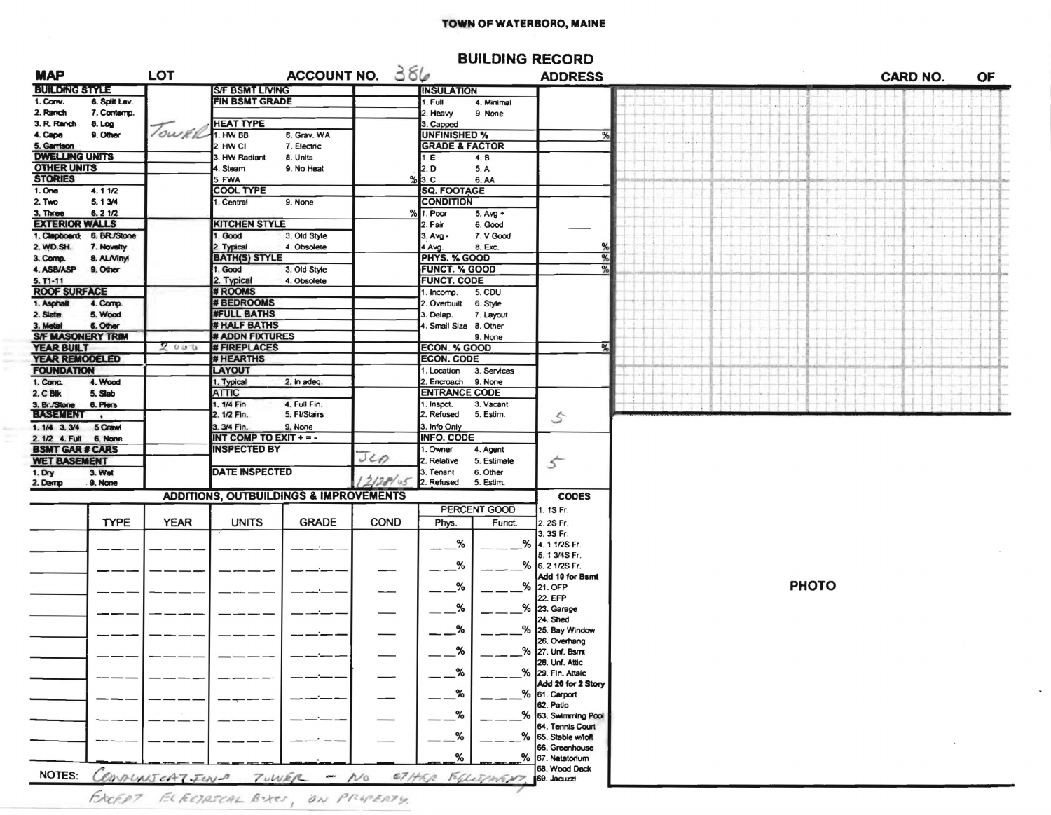**TOWN OF WATERBORO, MAINE**

## BUILDING RECORD

**MAP** | **LOT** | **ACCOUNT NO.** 386 | **ADDRESS** | **CARD NO.** | **OF**

| | | | | | |
|---|---|---|---|---|---|
| **BUILDING STYLE** 1. Conv. 6. Split Lev. 2. Ranch 7. Contemp. 3. R. Ranch 8. Log 4. Cape 9. Other 5. Garrison | TOWER | **S/F BSMT LIVING** | | **INSULATION** 1. Full 4. Minimal 2. Heavy 9. None 3. Capped | |
| **DWELLING UNITS** | | **FIN BSMT GRADE** | | **UNFINISHED %** | % |
| **OTHER UNITS** | | **HEAT TYPE** 1. HW BB 6. Grav. WA 2. HW CI 7. Electric 3. HW Radiant 8. Units 4. Steam 9. No Heat 5. FWA | % | **GRADE & FACTOR** 1. E 4. B 2. D 5. A 3. C 6. AA | |
| **STORIES** 1. One 4. 1 1/2 2. Two 5. 1 3/4 3. Three 6. 2 1/2 | | **COOL TYPE** 1. Central 9. None | % | **SQ. FOOTAGE** | |
| **EXTERIOR WALLS** 1. Clapboard 6. BR./Stone 2. WD.SH. 7. Novelty 3. Comp. 8. AL/Vinyl 4. ASB/ASP 9. Other 5. T1-11 | | **KITCHEN STYLE** 1. Good 3. Old Style 2. Typical 4. Obsolete | | **CONDITION** 1. Poor 5. Avg + 2. Fair 6. Good 3. Avg - 7. V Good 4 Avg. 8. Exc. | — |
| | | **BATH(S) STYLE** 1. Good 3. Old Style 2. Typical 4. Obsolete | | **PHYS. % GOOD** | % |
| | | | | **FUNCT. % GOOD** | % |
| **ROOF SURFACE** 1. Asphalt 4. Comp. 2. Slate 5. Wood 3. Metal 6. Other | | **# ROOMS** | | **FUNCT. CODE** 1. Incomp. 5. CDU 2. Overbuilt 6. Style 3. Delap. 7. Layout 4. Small Size 8. Other 9. None | |
| | | **# BEDROOMS** | | | |
| | | **#FULL BATHS** | | | |
| | | **# HALF BATHS** | | | |
| **S/F MASONERY TRIM** | | **# ADDN FIXTURES** | | | |
| **YEAR BUILT** | 2000 | **# FIREPLACES** | | **ECON. % GOOD** | % |
| **YEAR REMODELED** | | **# HEARTHS** | | **ECON. CODE** 1. Location 3. Services 2. Encroach 9. None | |
| **FOUNDATION** 1. Conc. 4. Wood 2. C Blk 5. Slab 3. Br./Stone 6. Piers | | **LAYOUT** 1. Typical 2. In adeq. | | | |
| **BASEMENT** 1. 1/4 3. 3/4 5 Crawl 2. 1/2 4. Full 6. None | | **ATTIC** 1. 1/4 Fin 4. Full Fin. 2. 1/2 Fin. 5. Fl/Stairs 3. 3/4 Fin. 9. None | | **ENTRANCE CODE** 1. Inspct. 3. Vacant 2. Refused 5. Estim. 3. Info Only | 5 |
| **BSMT GAR # CARS** | | **INT COMP TO EXIT + = -** | | **INFO. CODE** 1. Owner 4. Agent 2. Relative 5. Estimate 3. Tenant 6. Other | 5 |
| **WET BASEMENT** 1. Dry 3. Wet 2. Damp 9. None | | **INSPECTED BY** | JCD | | |
| | | **DATE INSPECTED** | 12/28/05 | 2. Refused 5. Estim. | |

### ADDITIONS, OUTBUILDINGS & IMPROVEMENTS

| | TYPE | YEAR | UNITS | GRADE | COND | PERCENT GOOD Phys. | Funct. |
|---|---|---|---|---|---|---|---|
| | | | | | | % | % |
| | | | | | | % | % |
| | | | | | | % | % |
| | | | | | | % | % |
| | | | | | | % | % |
| | | | | | | % | % |
| | | | | | | % | % |
| | | | | | | % | % |
| | | | | | | % | % |
| | | | | | | % | % |
| | | | | | | % | % |

**CODES**
1. 1S Fr.
2. 2S Fr.
3. 3S Fr.
4. 1 1/2S Fr.
5. 1 3/4S Fr.
6. 2 1/2S Fr.

Add 10 for Bsmt
21. OFP
22. EFP
23. Garage
24. Shed
25. Bay Window
26. Overhang
27. Unf. Bsmt
28. Unf. Attic
29. Fin. Attaic

Add 20 for 2 Story
61. Carport
62. Patio
63. Swimming Pool
64. Tennis Court
65. Stable w/loft
66. Greenhouse
67. Natatorium
68. Wood Deck
69. Jacuzzi

**PHOTO**

NOTES: COMMUNICATIONS TOWER – NO OTHER EQUIPMENT EXCEPT ELECTRICAL BOXES, ON PROPERTY.